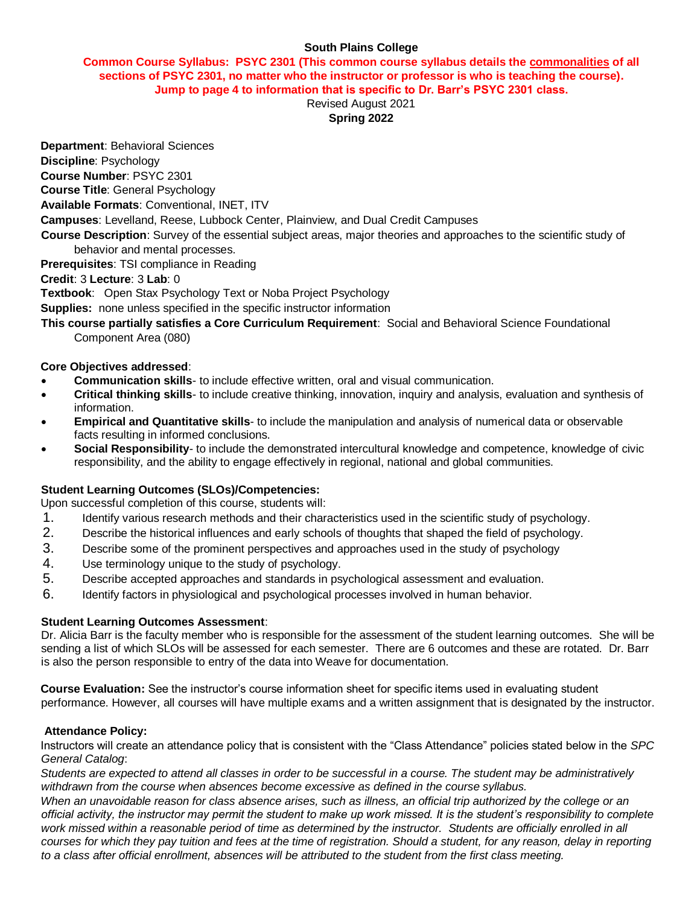**South Plains College**

**Common Course Syllabus: PSYC 2301 (This common course syllabus details the commonalities of all sections of PSYC 2301, no matter who the instructor or professor is who is teaching the course). Jump to page 4 to information that is specific to Dr. Barr's PSYC 2301 class.**

Revised August 2021

**Spring 2022**

**Department**: Behavioral Sciences

**Discipline**: Psychology

**Course Number**: PSYC 2301

**Course Title**: General Psychology

**Available Formats**: Conventional, INET, ITV

**Campuses**: Levelland, Reese, Lubbock Center, Plainview, and Dual Credit Campuses

**Course Description**: Survey of the essential subject areas, major theories and approaches to the scientific study of behavior and mental processes.

**Prerequisites**: TSI compliance in Reading

**Credit**: 3 **Lecture**: 3 **Lab**: 0

**Textbook**: Open Stax Psychology Text or Noba Project Psychology

**Supplies:** none unless specified in the specific instructor information

**This course partially satisfies a Core Curriculum Requirement**: Social and Behavioral Science Foundational Component Area (080)

**Core Objectives addressed**:

- **Communication skills**- to include effective written, oral and visual communication.
- **Critical thinking skills**- to include creative thinking, innovation, inquiry and analysis, evaluation and synthesis of information.
- **Empirical and Quantitative skills**- to include the manipulation and analysis of numerical data or observable facts resulting in informed conclusions.
- **Social Responsibility**- to include the demonstrated intercultural knowledge and competence, knowledge of civic responsibility, and the ability to engage effectively in regional, national and global communities.

**Student Learning Outcomes (SLOs)/Competencies:**

Upon successful completion of this course, students will:

1. Identify various research methods and their characteristics used in the scientific study of psychology.
2. Describe the historical influences and early schools of thoughts that shaped the field of psychology.
3. Describe some of the prominent perspectives and approaches used in the study of psychology
4. Use terminology unique to the study of psychology.
5. Describe accepted approaches and standards in psychological assessment and evaluation.
6. Identify factors in physiological and psychological processes involved in human behavior.

**Student Learning Outcomes Assessment**:

Dr. Alicia Barr is the faculty member who is responsible for the assessment of the student learning outcomes. She will be sending a list of which SLOs will be assessed for each semester. There are 6 outcomes and these are rotated. Dr. Barr is also the person responsible to entry of the data into Weave for documentation.

**Course Evaluation:** See the instructor's course information sheet for specific items used in evaluating student performance. However, all courses will have multiple exams and a written assignment that is designated by the instructor.

**Attendance Policy:**

Instructors will create an attendance policy that is consistent with the "Class Attendance" policies stated below in the *SPC General Catalog*:

*Students are expected to attend all classes in order to be successful in a course. The student may be administratively withdrawn from the course when absences become excessive as defined in the course syllabus.*

*When an unavoidable reason for class absence arises, such as illness, an official trip authorized by the college or an official activity, the instructor may permit the student to make up work missed. It is the student's responsibility to complete work missed within a reasonable period of time as determined by the instructor. Students are officially enrolled in all courses for which they pay tuition and fees at the time of registration. Should a student, for any reason, delay in reporting to a class after official enrollment, absences will be attributed to the student from the first class meeting.*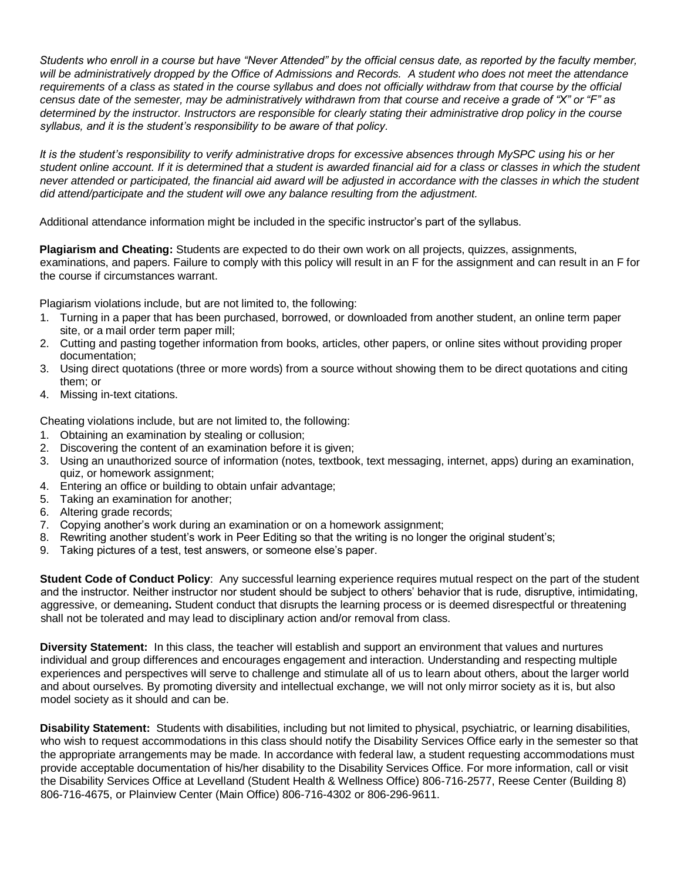*Students who enroll in a course but have "Never Attended" by the official census date, as reported by the faculty member, will be administratively dropped by the Office of Admissions and Records. A student who does not meet the attendance requirements of a class as stated in the course syllabus and does not officially withdraw from that course by the official census date of the semester, may be administratively withdrawn from that course and receive a grade of "X" or "F" as determined by the instructor. Instructors are responsible for clearly stating their administrative drop policy in the course syllabus, and it is the student's responsibility to be aware of that policy.*

*It is the student's responsibility to verify administrative drops for excessive absences through MySPC using his or her student online account. If it is determined that a student is awarded financial aid for a class or classes in which the student never attended or participated, the financial aid award will be adjusted in accordance with the classes in which the student did attend/participate and the student will owe any balance resulting from the adjustment.*

Additional attendance information might be included in the specific instructor's part of the syllabus.

**Plagiarism and Cheating:** Students are expected to do their own work on all projects, quizzes, assignments, examinations, and papers. Failure to comply with this policy will result in an F for the assignment and can result in an F for the course if circumstances warrant.

Plagiarism violations include, but are not limited to, the following:

1. Turning in a paper that has been purchased, borrowed, or downloaded from another student, an online term paper site, or a mail order term paper mill;
2. Cutting and pasting together information from books, articles, other papers, or online sites without providing proper documentation;
3. Using direct quotations (three or more words) from a source without showing them to be direct quotations and citing them; or
4. Missing in-text citations.

Cheating violations include, but are not limited to, the following:

1. Obtaining an examination by stealing or collusion;
2. Discovering the content of an examination before it is given;
3. Using an unauthorized source of information (notes, textbook, text messaging, internet, apps) during an examination, quiz, or homework assignment;
4. Entering an office or building to obtain unfair advantage;
5. Taking an examination for another;
6. Altering grade records;
7. Copying another's work during an examination or on a homework assignment;
8. Rewriting another student's work in Peer Editing so that the writing is no longer the original student's;
9. Taking pictures of a test, test answers, or someone else's paper.

**Student Code of Conduct Policy**: Any successful learning experience requires mutual respect on the part of the student and the instructor. Neither instructor nor student should be subject to others' behavior that is rude, disruptive, intimidating, aggressive, or demeaning**.** Student conduct that disrupts the learning process or is deemed disrespectful or threatening shall not be tolerated and may lead to disciplinary action and/or removal from class.

**Diversity Statement:** In this class, the teacher will establish and support an environment that values and nurtures individual and group differences and encourages engagement and interaction. Understanding and respecting multiple experiences and perspectives will serve to challenge and stimulate all of us to learn about others, about the larger world and about ourselves. By promoting diversity and intellectual exchange, we will not only mirror society as it is, but also model society as it should and can be.

**Disability Statement:** Students with disabilities, including but not limited to physical, psychiatric, or learning disabilities, who wish to request accommodations in this class should notify the Disability Services Office early in the semester so that the appropriate arrangements may be made. In accordance with federal law, a student requesting accommodations must provide acceptable documentation of his/her disability to the Disability Services Office. For more information, call or visit the Disability Services Office at Levelland (Student Health & Wellness Office) 806-716-2577, Reese Center (Building 8) 806-716-4675, or Plainview Center (Main Office) 806-716-4302 or 806-296-9611.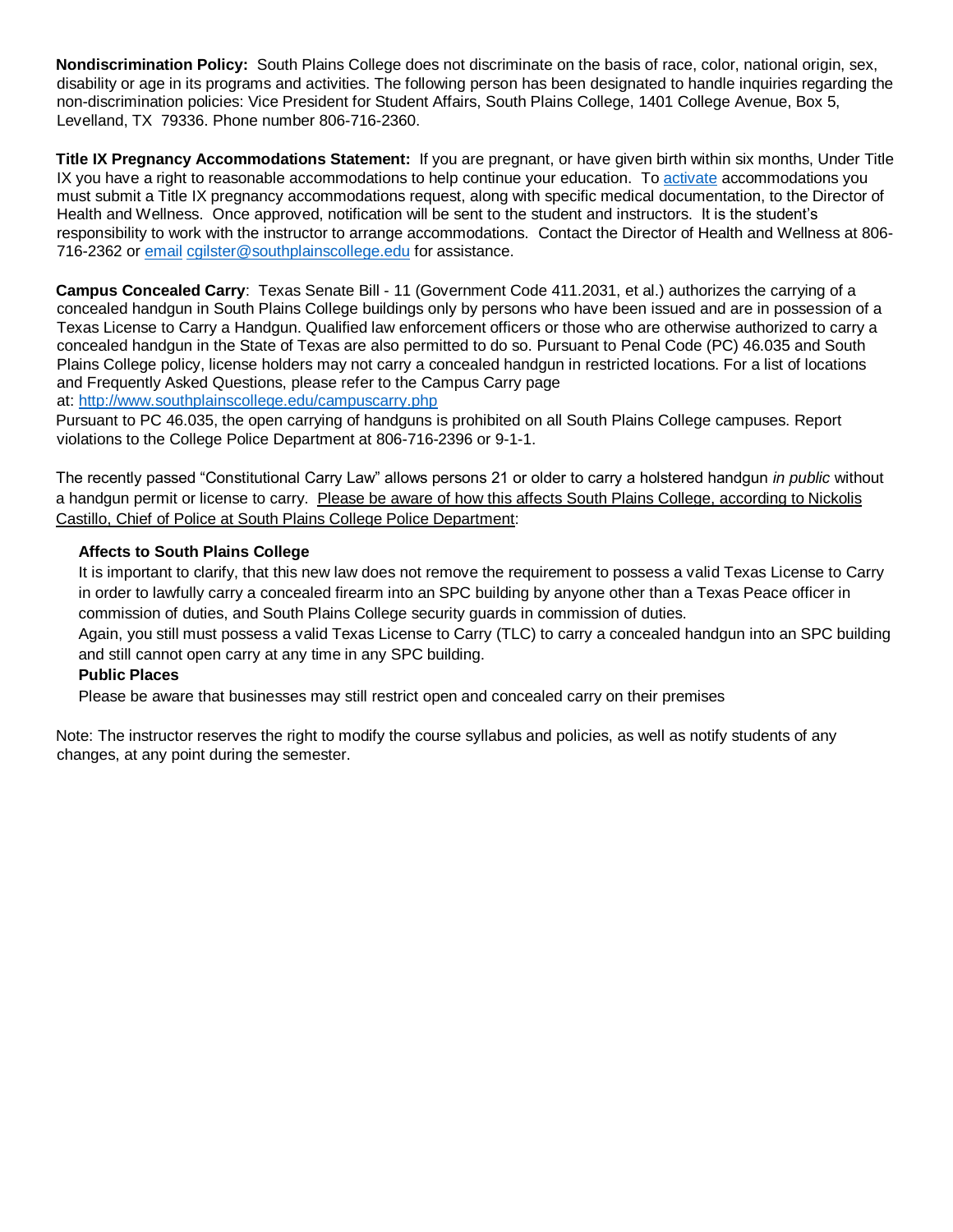**Nondiscrimination Policy:** South Plains College does not discriminate on the basis of race, color, national origin, sex, disability or age in its programs and activities. The following person has been designated to handle inquiries regarding the non-discrimination policies: Vice President for Student Affairs, South Plains College, 1401 College Avenue, Box 5, Levelland, TX 79336. Phone number 806-716-2360.

**Title IX Pregnancy Accommodations Statement:** If you are pregnant, or have given birth within six months, Under Title IX you have a right to reasonable accommodations to help continue your education. To activate accommodations you must submit a Title IX pregnancy accommodations request, along with specific medical documentation, to the Director of Health and Wellness. Once approved, notification will be sent to the student and instructors. It is the student's responsibility to work with the instructor to arrange accommodations. Contact the Director of Health and Wellness at 806-716-2362 or email cgilster@southplainscollege.edu for assistance.

**Campus Concealed Carry**: Texas Senate Bill - 11 (Government Code 411.2031, et al.) authorizes the carrying of a concealed handgun in South Plains College buildings only by persons who have been issued and are in possession of a Texas License to Carry a Handgun. Qualified law enforcement officers or those who are otherwise authorized to carry a concealed handgun in the State of Texas are also permitted to do so. Pursuant to Penal Code (PC) 46.035 and South Plains College policy, license holders may not carry a concealed handgun in restricted locations. For a list of locations and Frequently Asked Questions, please refer to the Campus Carry page at: http://www.southplainscollege.edu/campuscarry.php

Pursuant to PC 46.035, the open carrying of handguns is prohibited on all South Plains College campuses. Report violations to the College Police Department at 806-716-2396 or 9-1-1.

The recently passed "Constitutional Carry Law" allows persons 21 or older to carry a holstered handgun *in public* without a handgun permit or license to carry. Please be aware of how this affects South Plains College, according to Nickolis Castillo, Chief of Police at South Plains College Police Department:

**Affects to South Plains College**

It is important to clarify, that this new law does not remove the requirement to possess a valid Texas License to Carry in order to lawfully carry a concealed firearm into an SPC building by anyone other than a Texas Peace officer in commission of duties, and South Plains College security guards in commission of duties.

Again, you still must possess a valid Texas License to Carry (TLC) to carry a concealed handgun into an SPC building and still cannot open carry at any time in any SPC building.

**Public Places**

Please be aware that businesses may still restrict open and concealed carry on their premises

Note: The instructor reserves the right to modify the course syllabus and policies, as well as notify students of any changes, at any point during the semester.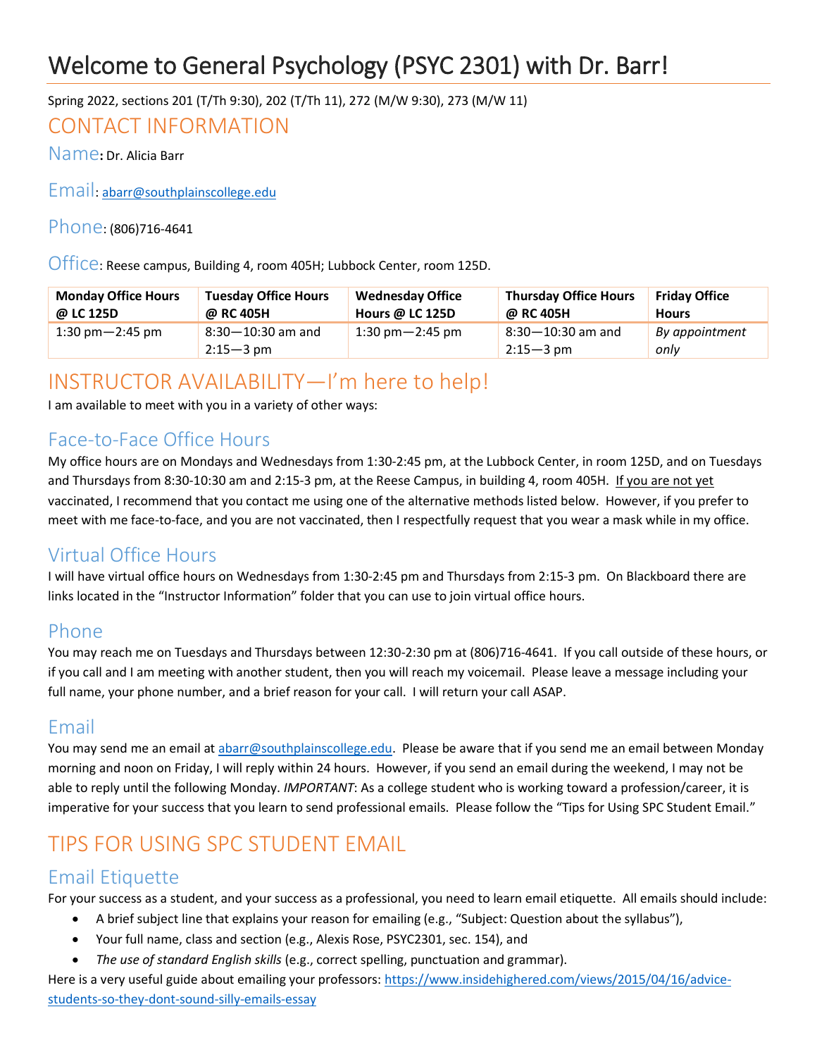# Welcome to General Psychology (PSYC 2301) with Dr. Barr!

Spring 2022, sections 201 (T/Th 9:30), 202 (T/Th 11), 272 (M/W 9:30), 273 (M/W 11)

## CONTACT INFORMATION

### Name: Dr. Alicia Barr

### Email: abarr@southplainscollege.edu

### Phone: (806)716-4641

### Office: Reese campus, Building 4, room 405H; Lubbock Center, room 125D.

| Monday Office Hours @ LC 125D | Tuesday Office Hours @ RC 405H | Wednesday Office Hours @ LC 125D | Thursday Office Hours @ RC 405H | Friday Office Hours |
|---|---|---|---|---|
| 1:30 pm—2:45 pm | 8:30—10:30 am and 2:15—3 pm | 1:30 pm—2:45 pm | 8:30—10:30 am and 2:15—3 pm | *By appointment only* |

## INSTRUCTOR AVAILABILITY—I'm here to help!

I am available to meet with you in a variety of other ways:

### Face-to-Face Office Hours

My office hours are on Mondays and Wednesdays from 1:30-2:45 pm, at the Lubbock Center, in room 125D, and on Tuesdays and Thursdays from 8:30-10:30 am and 2:15-3 pm, at the Reese Campus, in building 4, room 405H. If you are not yet vaccinated, I recommend that you contact me using one of the alternative methods listed below. However, if you prefer to meet with me face-to-face, and you are not vaccinated, then I respectfully request that you wear a mask while in my office.

### Virtual Office Hours

I will have virtual office hours on Wednesdays from 1:30-2:45 pm and Thursdays from 2:15-3 pm. On Blackboard there are links located in the "Instructor Information" folder that you can use to join virtual office hours.

### Phone

You may reach me on Tuesdays and Thursdays between 12:30-2:30 pm at (806)716-4641. If you call outside of these hours, or if you call and I am meeting with another student, then you will reach my voicemail. Please leave a message including your full name, your phone number, and a brief reason for your call. I will return your call ASAP.

### Email

You may send me an email at abarr@southplainscollege.edu. Please be aware that if you send me an email between Monday morning and noon on Friday, I will reply within 24 hours. However, if you send an email during the weekend, I may not be able to reply until the following Monday. *IMPORTANT*: As a college student who is working toward a profession/career, it is imperative for your success that you learn to send professional emails. Please follow the "Tips for Using SPC Student Email."

## TIPS FOR USING SPC STUDENT EMAIL

### Email Etiquette

For your success as a student, and your success as a professional, you need to learn email etiquette. All emails should include:

- A brief subject line that explains your reason for emailing (e.g., "Subject: Question about the syllabus"),
- Your full name, class and section (e.g., Alexis Rose, PSYC2301, sec. 154), and
- *The use of standard English skills* (e.g., correct spelling, punctuation and grammar).

Here is a very useful guide about emailing your professors: https://www.insidehighered.com/views/2015/04/16/advice-students-so-they-dont-sound-silly-emails-essay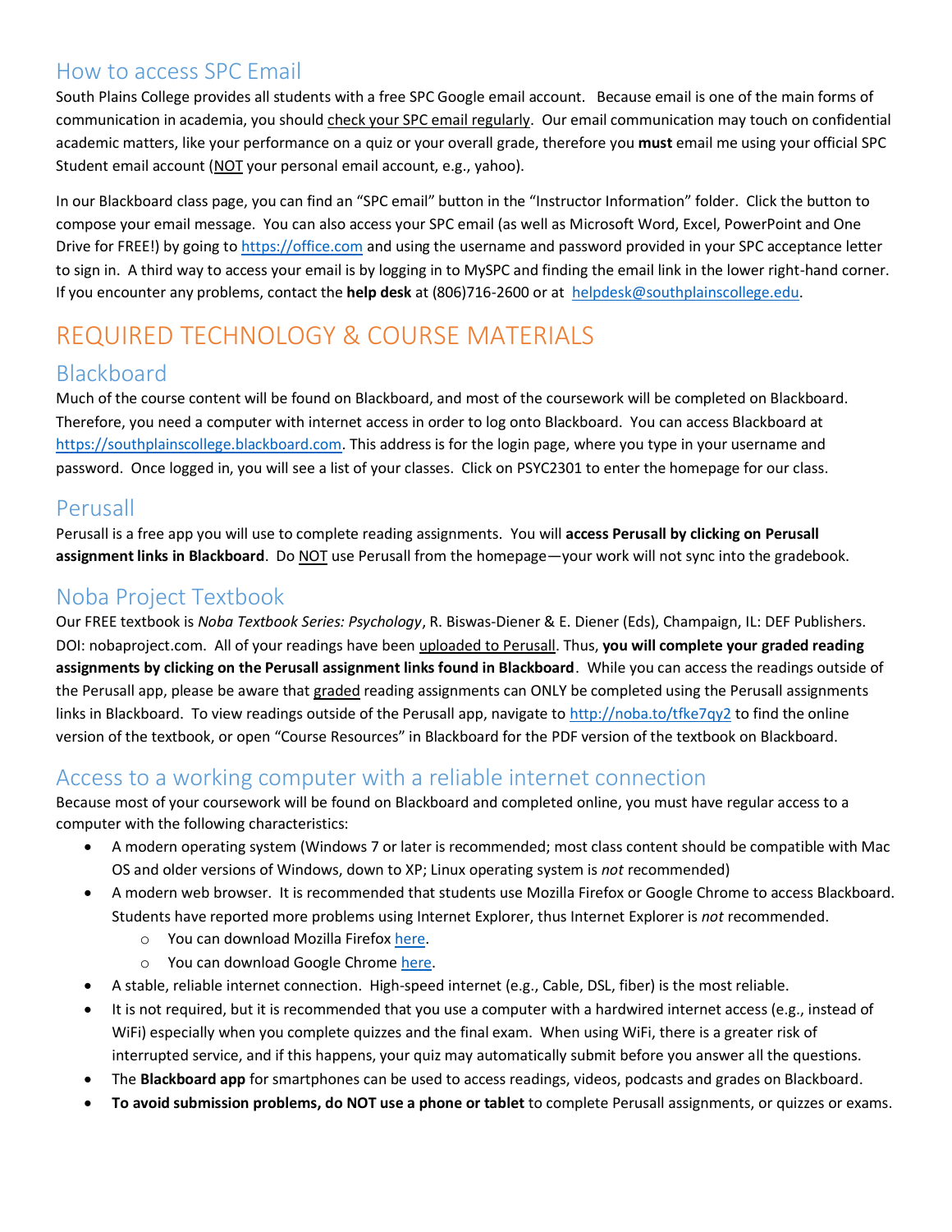## How to access SPC Email

South Plains College provides all students with a free SPC Google email account. Because email is one of the main forms of communication in academia, you should check your SPC email regularly. Our email communication may touch on confidential academic matters, like your performance on a quiz or your overall grade, therefore you **must** email me using your official SPC Student email account (NOT your personal email account, e.g., yahoo).

In our Blackboard class page, you can find an "SPC email" button in the "Instructor Information" folder. Click the button to compose your email message. You can also access your SPC email (as well as Microsoft Word, Excel, PowerPoint and One Drive for FREE!) by going to [https://office.com](https://office.com) and using the username and password provided in your SPC acceptance letter to sign in. A third way to access your email is by logging in to MySPC and finding the email link in the lower right-hand corner. If you encounter any problems, contact the **help desk** at (806)716-2600 or at [helpdesk@southplainscollege.edu](mailto:helpdesk@southplainscollege.edu).

# REQUIRED TECHNOLOGY & COURSE MATERIALS

## Blackboard

Much of the course content will be found on Blackboard, and most of the coursework will be completed on Blackboard. Therefore, you need a computer with internet access in order to log onto Blackboard. You can access Blackboard at [https://southplainscollege.blackboard.com](https://southplainscollege.blackboard.com). This address is for the login page, where you type in your username and password. Once logged in, you will see a list of your classes. Click on PSYC2301 to enter the homepage for our class.

## Perusall

Perusall is a free app you will use to complete reading assignments. You will **access Perusall by clicking on Perusall assignment links in Blackboard**. Do NOT use Perusall from the homepage—your work will not sync into the gradebook.

## Noba Project Textbook

Our FREE textbook is *Noba Textbook Series: Psychology*, R. Biswas-Diener & E. Diener (Eds), Champaign, IL: DEF Publishers. DOI: nobaproject.com. All of your readings have been uploaded to Perusall. Thus, **you will complete your graded reading assignments by clicking on the Perusall assignment links found in Blackboard**. While you can access the readings outside of the Perusall app, please be aware that graded reading assignments can ONLY be completed using the Perusall assignments links in Blackboard. To view readings outside of the Perusall app, navigate to [http://noba.to/tfke7qy2](http://noba.to/tfke7qy2) to find the online version of the textbook, or open "Course Resources" in Blackboard for the PDF version of the textbook on Blackboard.

## Access to a working computer with a reliable internet connection

Because most of your coursework will be found on Blackboard and completed online, you must have regular access to a computer with the following characteristics:

- A modern operating system (Windows 7 or later is recommended; most class content should be compatible with Mac OS and older versions of Windows, down to XP; Linux operating system is *not* recommended)
- A modern web browser. It is recommended that students use Mozilla Firefox or Google Chrome to access Blackboard. Students have reported more problems using Internet Explorer, thus Internet Explorer is *not* recommended.
    - You can download Mozilla Firefox here.
    - You can download Google Chrome here.
- A stable, reliable internet connection. High-speed internet (e.g., Cable, DSL, fiber) is the most reliable.
- It is not required, but it is recommended that you use a computer with a hardwired internet access (e.g., instead of WiFi) especially when you complete quizzes and the final exam. When using WiFi, there is a greater risk of interrupted service, and if this happens, your quiz may automatically submit before you answer all the questions.
- The **Blackboard app** for smartphones can be used to access readings, videos, podcasts and grades on Blackboard.
- **To avoid submission problems, do NOT use a phone or tablet** to complete Perusall assignments, or quizzes or exams.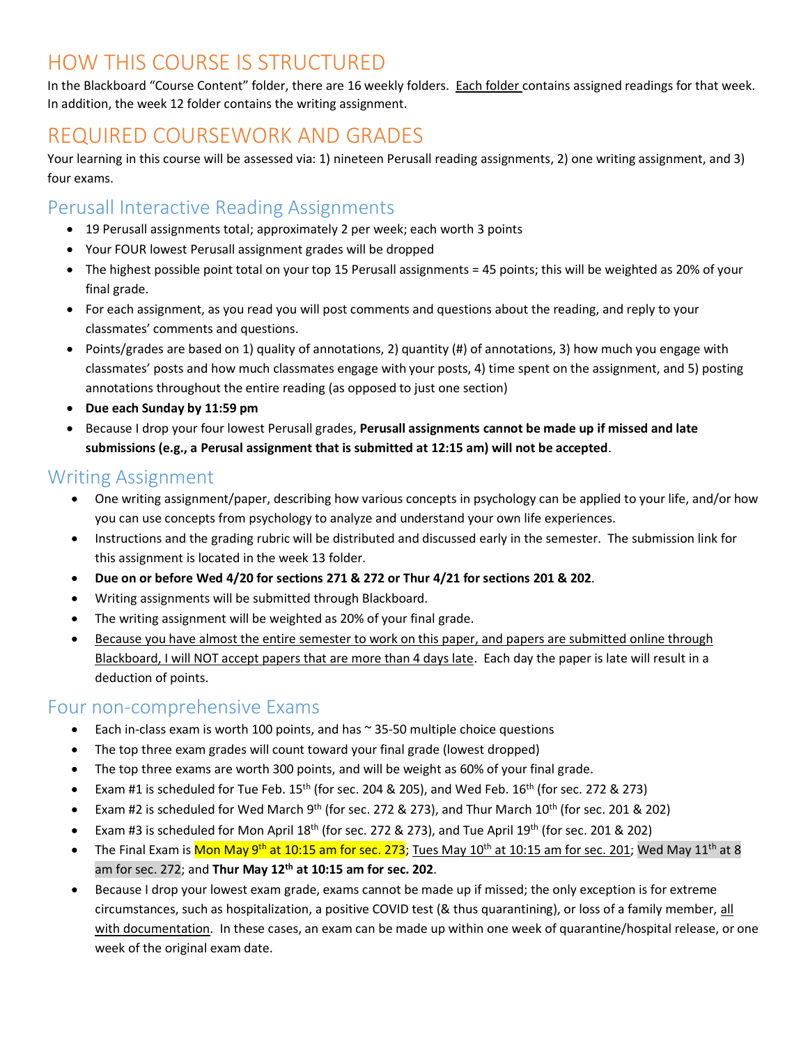# HOW THIS COURSE IS STRUCTURED

In the Blackboard "Course Content" folder, there are 16 weekly folders. Each folder contains assigned readings for that week. In addition, the week 12 folder contains the writing assignment.

# REQUIRED COURSEWORK AND GRADES

Your learning in this course will be assessed via: 1) nineteen Perusall reading assignments, 2) one writing assignment, and 3) four exams.

## Perusall Interactive Reading Assignments

- 19 Perusall assignments total; approximately 2 per week; each worth 3 points
- Your FOUR lowest Perusall assignment grades will be dropped
- The highest possible point total on your top 15 Perusall assignments = 45 points; this will be weighted as 20% of your final grade.
- For each assignment, as you read you will post comments and questions about the reading, and reply to your classmates' comments and questions.
- Points/grades are based on 1) quality of annotations, 2) quantity (#) of annotations, 3) how much you engage with classmates' posts and how much classmates engage with your posts, 4) time spent on the assignment, and 5) posting annotations throughout the entire reading (as opposed to just one section)
- **Due each Sunday by 11:59 pm**
- Because I drop your four lowest Perusall grades, **Perusall assignments cannot be made up if missed and late submissions (e.g., a Perusal assignment that is submitted at 12:15 am) will not be accepted**.

## Writing Assignment

- One writing assignment/paper, describing how various concepts in psychology can be applied to your life, and/or how you can use concepts from psychology to analyze and understand your own life experiences.
- Instructions and the grading rubric will be distributed and discussed early in the semester. The submission link for this assignment is located in the week 13 folder.
- **Due on or before Wed 4/20 for sections 271 & 272 or Thur 4/21 for sections 201 & 202**.
- Writing assignments will be submitted through Blackboard.
- The writing assignment will be weighted as 20% of your final grade.
- Because you have almost the entire semester to work on this paper, and papers are submitted online through Blackboard, I will NOT accept papers that are more than 4 days late. Each day the paper is late will result in a deduction of points.

## Four non-comprehensive Exams

- Each in-class exam is worth 100 points, and has ~ 35-50 multiple choice questions
- The top three exam grades will count toward your final grade (lowest dropped)
- The top three exams are worth 300 points, and will be weight as 60% of your final grade.
- Exam #1 is scheduled for Tue Feb. 15th (for sec. 204 & 205), and Wed Feb. 16th (for sec. 272 & 273)
- Exam #2 is scheduled for Wed March 9th (for sec. 272 & 273), and Thur March 10th (for sec. 201 & 202)
- Exam #3 is scheduled for Mon April 18th (for sec. 272 & 273), and Tue April 19th (for sec. 201 & 202)
- The Final Exam is Mon May 9th at 10:15 am for sec. 273; Tues May 10th at 10:15 am for sec. 201; Wed May 11th at 8 am for sec. 272; and **Thur May 12th at 10:15 am for sec. 202**.
- Because I drop your lowest exam grade, exams cannot be made up if missed; the only exception is for extreme circumstances, such as hospitalization, a positive COVID test (& thus quarantining), or loss of a family member, all with documentation. In these cases, an exam can be made up within one week of quarantine/hospital release, or one week of the original exam date.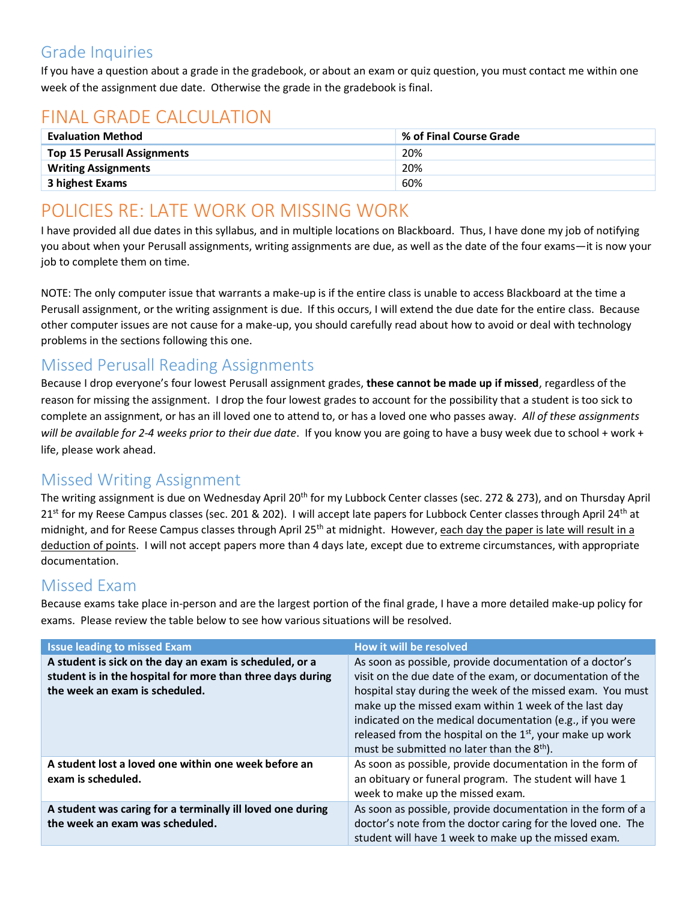## Grade Inquiries

If you have a question about a grade in the gradebook, or about an exam or quiz question, you must contact me within one week of the assignment due date. Otherwise the grade in the gradebook is final.

# FINAL GRADE CALCULATION

| Evaluation Method | % of Final Course Grade |
|---|---|
| **Top 15 Perusall Assignments** | 20% |
| **Writing Assignments** | 20% |
| **3 highest Exams** | 60% |

# POLICIES RE: LATE WORK OR MISSING WORK

I have provided all due dates in this syllabus, and in multiple locations on Blackboard. Thus, I have done my job of notifying you about when your Perusall assignments, writing assignments are due, as well as the date of the four exams—it is now your job to complete them on time.

NOTE: The only computer issue that warrants a make-up is if the entire class is unable to access Blackboard at the time a Perusall assignment, or the writing assignment is due. If this occurs, I will extend the due date for the entire class. Because other computer issues are not cause for a make-up, you should carefully read about how to avoid or deal with technology problems in the sections following this one.

## Missed Perusall Reading Assignments

Because I drop everyone's four lowest Perusall assignment grades, **these cannot be made up if missed**, regardless of the reason for missing the assignment. I drop the four lowest grades to account for the possibility that a student is too sick to complete an assignment, or has an ill loved one to attend to, or has a loved one who passes away. *All of these assignments will be available for 2-4 weeks prior to their due date*. If you know you are going to have a busy week due to school + work + life, please work ahead.

## Missed Writing Assignment

The writing assignment is due on Wednesday April 20th for my Lubbock Center classes (sec. 272 & 273), and on Thursday April 21st for my Reese Campus classes (sec. 201 & 202). I will accept late papers for Lubbock Center classes through April 24th at midnight, and for Reese Campus classes through April 25th at midnight. However, <u>each day the paper is late will result in a deduction of points</u>. I will not accept papers more than 4 days late, except due to extreme circumstances, with appropriate documentation.

## Missed Exam

Because exams take place in-person and are the largest portion of the final grade, I have a more detailed make-up policy for exams. Please review the table below to see how various situations will be resolved.

| Issue leading to missed Exam | How it will be resolved |
|---|---|
| **A student is sick on the day an exam is scheduled, or a student is in the hospital for more than three days during the week an exam is scheduled.** | As soon as possible, provide documentation of a doctor's visit on the due date of the exam, or documentation of the hospital stay during the week of the missed exam. You must make up the missed exam within 1 week of the last day indicated on the medical documentation (e.g., if you were released from the hospital on the 1st, your make up work must be submitted no later than the 8th). |
| **A student lost a loved one within one week before an exam is scheduled.** | As soon as possible, provide documentation in the form of an obituary or funeral program. The student will have 1 week to make up the missed exam. |
| **A student was caring for a terminally ill loved one during the week an exam was scheduled.** | As soon as possible, provide documentation in the form of a doctor's note from the doctor caring for the loved one. The student will have 1 week to make up the missed exam. |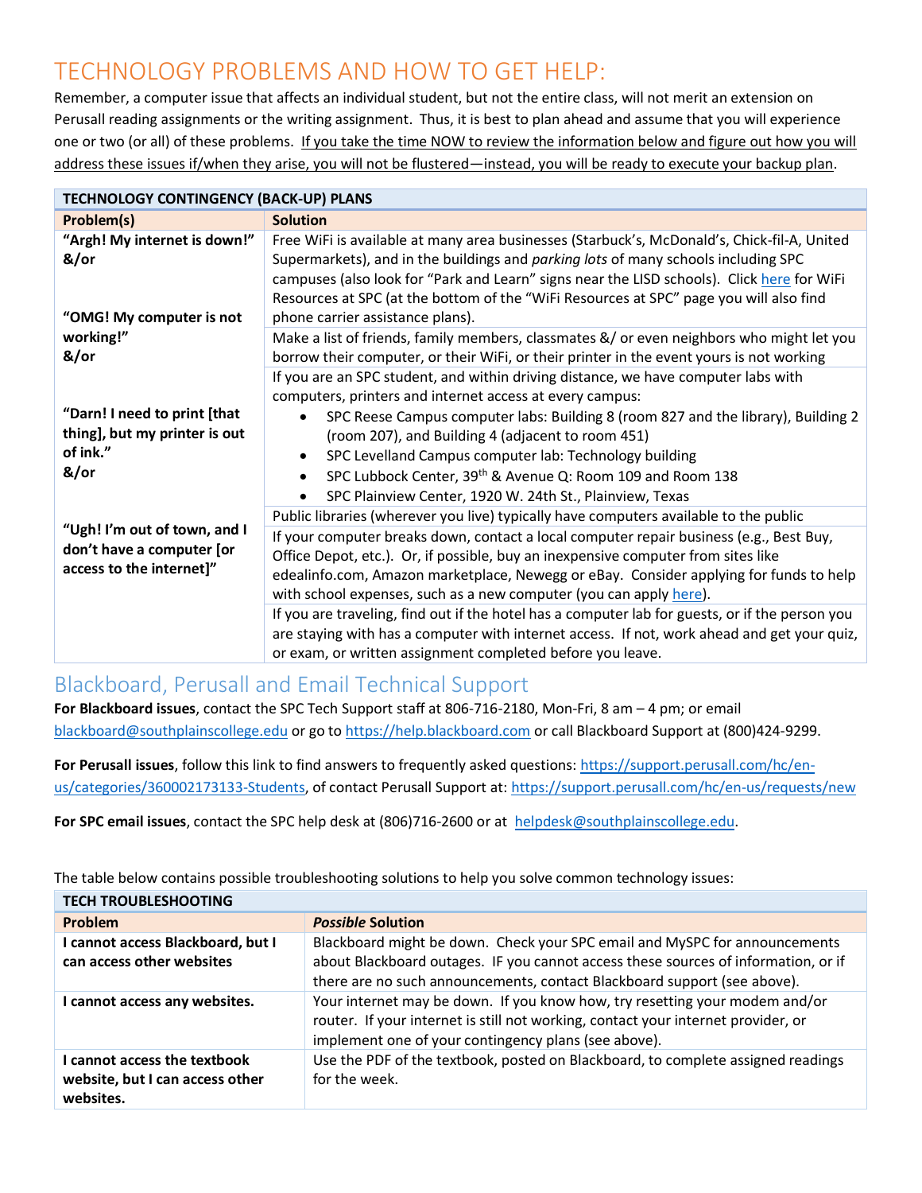# TECHNOLOGY PROBLEMS AND HOW TO GET HELP:

Remember, a computer issue that affects an individual student, but not the entire class, will not merit an extension on Perusall reading assignments or the writing assignment. Thus, it is best to plan ahead and assume that you will experience one or two (or all) of these problems. If you take the time NOW to review the information below and figure out how you will address these issues if/when they arise, you will not be flustered—instead, you will be ready to execute your backup plan.

| TECHNOLOGY CONTINGENCY (BACK-UP) PLANS | |
|---|---|
| **Problem(s)** | **Solution** |
| **"Argh! My internet is down!" &/or** <br><br> **"OMG! My computer is not working!" &/or** <br><br> **"Darn! I need to print [that thing], but my printer is out of ink." &/or** <br><br> **"Ugh! I'm out of town, and I don't have a computer [or access to the internet]"** | Free WiFi is available at many area businesses (Starbuck's, McDonald's, Chick-fil-A, United Supermarkets), and in the buildings and *parking lots* of many schools including SPC campuses (also look for "Park and Learn" signs near the LISD schools). Click here for WiFi Resources at SPC (at the bottom of the "WiFi Resources at SPC" page you will also find phone carrier assistance plans). |
| | Make a list of friends, family members, classmates &/ or even neighbors who might let you borrow their computer, or their WiFi, or their printer in the event yours is not working |
| | If you are an SPC student, and within driving distance, we have computer labs with computers, printers and internet access at every campus: <br>• SPC Reese Campus computer labs: Building 8 (room 827 and the library), Building 2 (room 207), and Building 4 (adjacent to room 451) <br>• SPC Levelland Campus computer lab: Technology building <br>• SPC Lubbock Center, 39th & Avenue Q: Room 109 and Room 138 <br>• SPC Plainview Center, 1920 W. 24th St., Plainview, Texas |
| | Public libraries (wherever you live) typically have computers available to the public |
| | If your computer breaks down, contact a local computer repair business (e.g., Best Buy, Office Depot, etc.). Or, if possible, buy an inexpensive computer from sites like edealinfo.com, Amazon marketplace, Newegg or eBay. Consider applying for funds to help with school expenses, such as a new computer (you can apply here). |
| | If you are traveling, find out if the hotel has a computer lab for guests, or if the person you are staying with has a computer with internet access. If not, work ahead and get your quiz, or exam, or written assignment completed before you leave. |

## Blackboard, Perusall and Email Technical Support

**For Blackboard issues**, contact the SPC Tech Support staff at 806-716-2180, Mon-Fri, 8 am – 4 pm; or email blackboard@southplainscollege.edu or go to https://help.blackboard.com or call Blackboard Support at (800)424-9299.

**For Perusall issues**, follow this link to find answers to frequently asked questions: https://support.perusall.com/hc/en-us/categories/360002173133-Students, of contact Perusall Support at: https://support.perusall.com/hc/en-us/requests/new

**For SPC email issues**, contact the SPC help desk at (806)716-2600 or at helpdesk@southplainscollege.edu.

The table below contains possible troubleshooting solutions to help you solve common technology issues:

| TECH TROUBLESHOOTING | |
|---|---|
| **Problem** | ***Possible* Solution** |
| **I cannot access Blackboard, but I can access other websites** | Blackboard might be down. Check your SPC email and MySPC for announcements about Blackboard outages. IF you cannot access these sources of information, or if there are no such announcements, contact Blackboard support (see above). |
| **I cannot access any websites.** | Your internet may be down. If you know how, try resetting your modem and/or router. If your internet is still not working, contact your internet provider, or implement one of your contingency plans (see above). |
| **I cannot access the textbook website, but I can access other websites.** | Use the PDF of the textbook, posted on Blackboard, to complete assigned readings for the week. |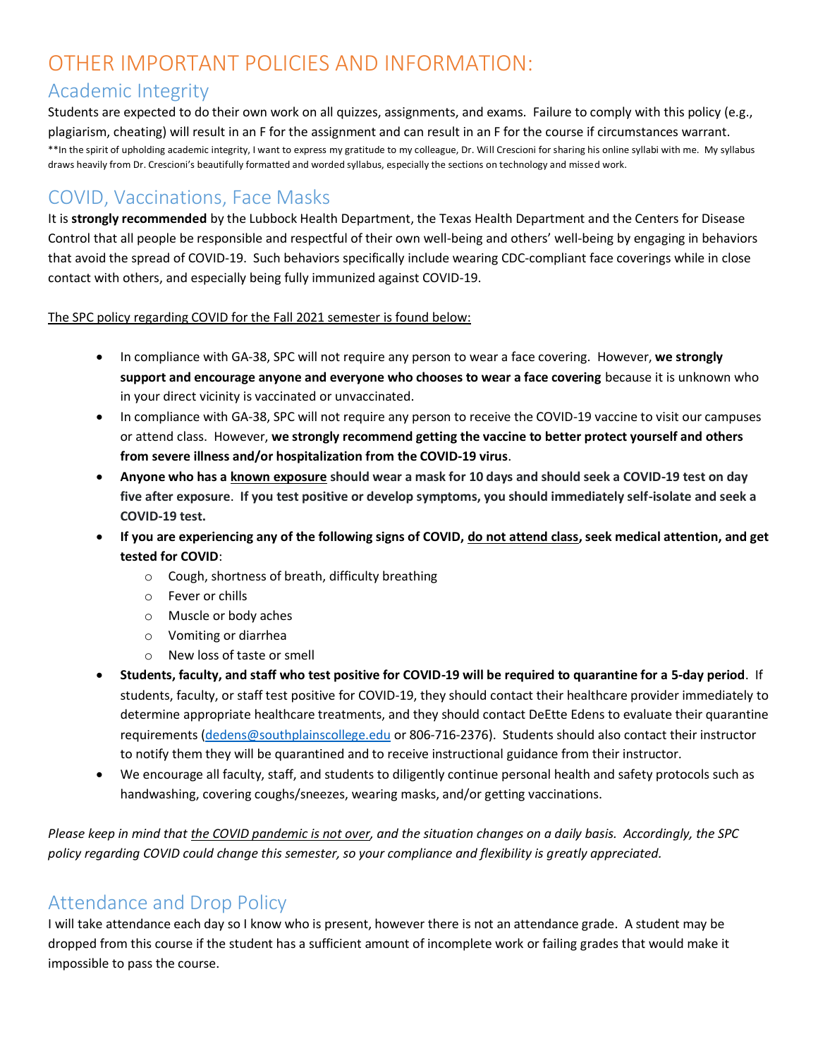# OTHER IMPORTANT POLICIES AND INFORMATION:

## Academic Integrity

Students are expected to do their own work on all quizzes, assignments, and exams. Failure to comply with this policy (e.g., plagiarism, cheating) will result in an F for the assignment and can result in an F for the course if circumstances warrant.

**In the spirit of upholding academic integrity, I want to express my gratitude to my colleague, Dr. Will Crescioni for sharing his online syllabi with me. My syllabus draws heavily from Dr. Crescioni's beautifully formatted and worded syllabus, especially the sections on technology and missed work.

## COVID, Vaccinations, Face Masks

It is **strongly recommended** by the Lubbock Health Department, the Texas Health Department and the Centers for Disease Control that all people be responsible and respectful of their own well-being and others' well-being by engaging in behaviors that avoid the spread of COVID-19. Such behaviors specifically include wearing CDC-compliant face coverings while in close contact with others, and especially being fully immunized against COVID-19.

<u>The SPC policy regarding COVID for the Fall 2021 semester is found below:</u>

- In compliance with GA-38, SPC will not require any person to wear a face covering. However, **we strongly support and encourage anyone and everyone who chooses to wear a face covering** because it is unknown who in your direct vicinity is vaccinated or unvaccinated.
- In compliance with GA-38, SPC will not require any person to receive the COVID-19 vaccine to visit our campuses or attend class. However, **we strongly recommend getting the vaccine to better protect yourself and others from severe illness and/or hospitalization from the COVID-19 virus**.
- **Anyone who has a <u>known exposure</u> should wear a mask for 10 days and should seek a COVID-19 test on day five after exposure. If you test positive or develop symptoms, you should immediately self-isolate and seek a COVID-19 test.**
- **If you are experiencing any of the following signs of COVID, <u>do not attend class</u>, seek medical attention, and get tested for COVID**:
  - Cough, shortness of breath, difficulty breathing
  - Fever or chills
  - Muscle or body aches
  - Vomiting or diarrhea
  - New loss of taste or smell
- **Students, faculty, and staff who test positive for COVID-19 will be required to quarantine for a 5-day period**. If students, faculty, or staff test positive for COVID-19, they should contact their healthcare provider immediately to determine appropriate healthcare treatments, and they should contact DeEtte Edens to evaluate their quarantine requirements (dedens@southplainscollege.edu or 806-716-2376). Students should also contact their instructor to notify them they will be quarantined and to receive instructional guidance from their instructor.
- We encourage all faculty, staff, and students to diligently continue personal health and safety protocols such as handwashing, covering coughs/sneezes, wearing masks, and/or getting vaccinations.

*Please keep in mind that <u>the COVID pandemic is not over</u>, and the situation changes on a daily basis. Accordingly, the SPC policy regarding COVID could change this semester, so your compliance and flexibility is greatly appreciated.*

## Attendance and Drop Policy

I will take attendance each day so I know who is present, however there is not an attendance grade. A student may be dropped from this course if the student has a sufficient amount of incomplete work or failing grades that would make it impossible to pass the course.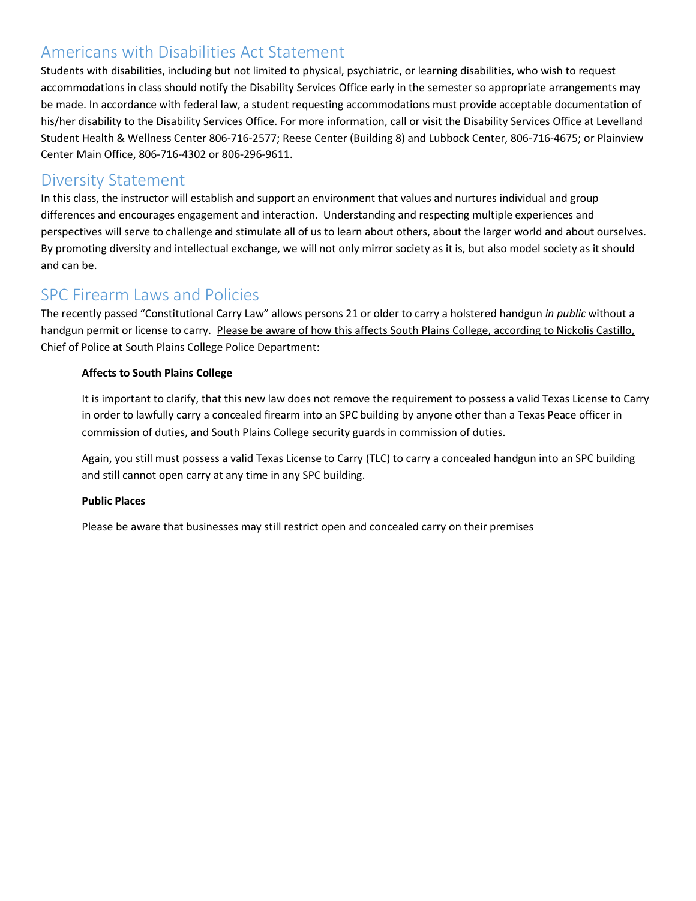## Americans with Disabilities Act Statement

Students with disabilities, including but not limited to physical, psychiatric, or learning disabilities, who wish to request accommodations in class should notify the Disability Services Office early in the semester so appropriate arrangements may be made. In accordance with federal law, a student requesting accommodations must provide acceptable documentation of his/her disability to the Disability Services Office. For more information, call or visit the Disability Services Office at Levelland Student Health & Wellness Center 806-716-2577; Reese Center (Building 8) and Lubbock Center, 806-716-4675; or Plainview Center Main Office, 806-716-4302 or 806-296-9611.

## Diversity Statement

In this class, the instructor will establish and support an environment that values and nurtures individual and group differences and encourages engagement and interaction. Understanding and respecting multiple experiences and perspectives will serve to challenge and stimulate all of us to learn about others, about the larger world and about ourselves. By promoting diversity and intellectual exchange, we will not only mirror society as it is, but also model society as it should and can be.

## SPC Firearm Laws and Policies

The recently passed "Constitutional Carry Law" allows persons 21 or older to carry a holstered handgun *in public* without a handgun permit or license to carry. Please be aware of how this affects South Plains College, according to Nickolis Castillo, Chief of Police at South Plains College Police Department:

> **Affects to South Plains College**
>
> It is important to clarify, that this new law does not remove the requirement to possess a valid Texas License to Carry in order to lawfully carry a concealed firearm into an SPC building by anyone other than a Texas Peace officer in commission of duties, and South Plains College security guards in commission of duties.
>
> Again, you still must possess a valid Texas License to Carry (TLC) to carry a concealed handgun into an SPC building and still cannot open carry at any time in any SPC building.
>
> **Public Places**
>
> Please be aware that businesses may still restrict open and concealed carry on their premises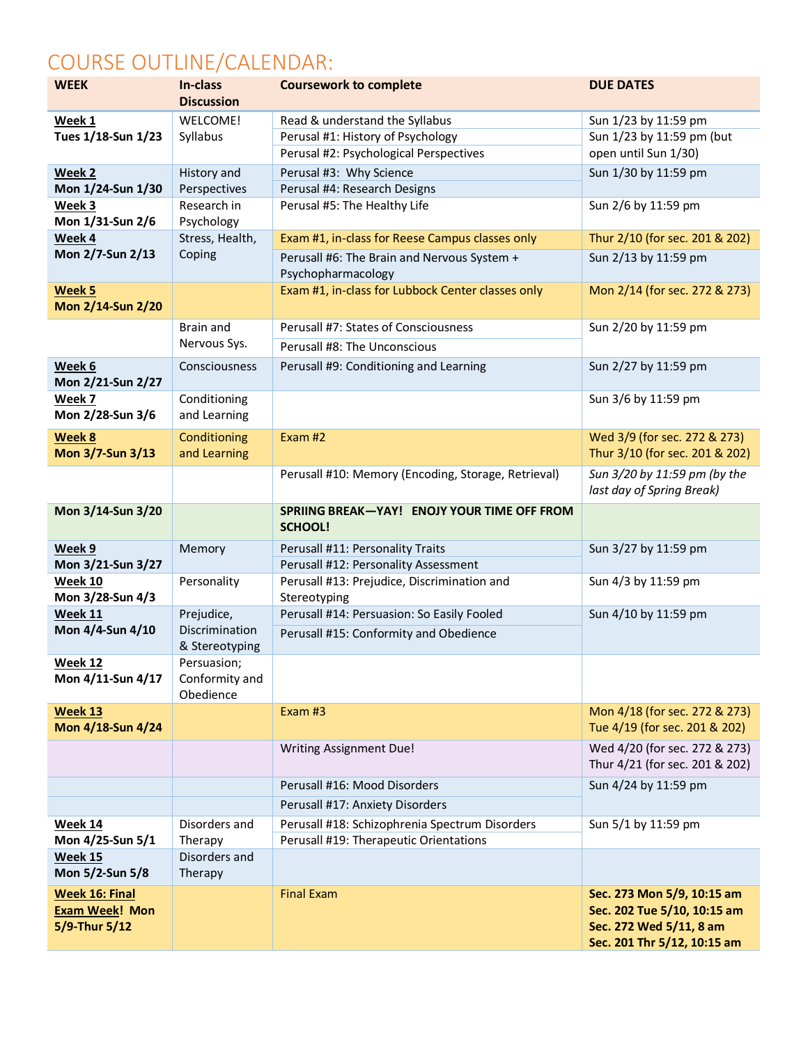## COURSE OUTLINE/CALENDAR:

| WEEK | In-class Discussion | Coursework to complete | DUE DATES |
|---|---|---|---|
| **Week 1** **Tues 1/18-Sun 1/23** | WELCOME! Syllabus | Read & understand the Syllabus | Sun 1/23 by 11:59 pm |
| | | Perusal #1: History of Psychology | Sun 1/23 by 11:59 pm (but open until Sun 1/30) |
| | | Perusal #2: Psychological Perspectives | |
| **Week 2** **Mon 1/24-Sun 1/30** | History and Perspectives | Perusal #3: Why Science | Sun 1/30 by 11:59 pm |
| | | Perusal #4: Research Designs | |
| **Week 3** **Mon 1/31-Sun 2/6** | Research in Psychology | Perusal #5: The Healthy Life | Sun 2/6 by 11:59 pm |
| **Week 4** **Mon 2/7-Sun 2/13** | Stress, Health, Coping | Exam #1, in-class for Reese Campus classes only | Thur 2/10 (for sec. 201 & 202) |
| | | Perusall #6: The Brain and Nervous System + Psychopharmacology | Sun 2/13 by 11:59 pm |
| **Week 5** **Mon 2/14-Sun 2/20** | | Exam #1, in-class for Lubbock Center classes only | Mon 2/14 (for sec. 272 & 273) |
| | Brain and Nervous Sys. | Perusall #7: States of Consciousness | Sun 2/20 by 11:59 pm |
| | | Perusall #8: The Unconscious | |
| **Week 6** **Mon 2/21-Sun 2/27** | Consciousness | Perusall #9: Conditioning and Learning | Sun 2/27 by 11:59 pm |
| **Week 7** **Mon 2/28-Sun 3/6** | Conditioning and Learning | | Sun 3/6 by 11:59 pm |
| **Week 8** **Mon 3/7-Sun 3/13** | Conditioning and Learning | Exam #2 | Wed 3/9 (for sec. 272 & 273) Thur 3/10 (for sec. 201 & 202) |
| | | Perusall #10: Memory (Encoding, Storage, Retrieval) | *Sun 3/20 by 11:59 pm (by the last day of Spring Break)* |
| **Mon 3/14-Sun 3/20** | | **SPRIING BREAK—YAY! ENOJY YOUR TIME OFF FROM SCHOOL!** | |
| **Week 9** **Mon 3/21-Sun 3/27** | Memory | Perusall #11: Personality Traits | Sun 3/27 by 11:59 pm |
| | | Perusall #12: Personality Assessment | |
| **Week 10** **Mon 3/28-Sun 4/3** | Personality | Perusall #13: Prejudice, Discrimination and Stereotyping | Sun 4/3 by 11:59 pm |
| **Week 11** **Mon 4/4-Sun 4/10** | Prejudice, Discrimination & Stereotyping | Perusall #14: Persuasion: So Easily Fooled | Sun 4/10 by 11:59 pm |
| | | Perusall #15: Conformity and Obedience | |
| **Week 12** **Mon 4/11-Sun 4/17** | Persuasion; Conformity and Obedience | | |
| **Week 13** **Mon 4/18-Sun 4/24** | | Exam #3 | Mon 4/18 (for sec. 272 & 273) Tue 4/19 (for sec. 201 & 202) |
| | | Writing Assignment Due! | Wed 4/20 (for sec. 272 & 273) Thur 4/21 (for sec. 201 & 202) |
| | | Perusall #16: Mood Disorders | Sun 4/24 by 11:59 pm |
| | | Perusall #17: Anxiety Disorders | |
| **Week 14** **Mon 4/25-Sun 5/1** | Disorders and Therapy | Perusall #18: Schizophrenia Spectrum Disorders | Sun 5/1 by 11:59 pm |
| | | Perusall #19: Therapeutic Orientations | |
| **Week 15** **Mon 5/2-Sun 5/8** | Disorders and Therapy | | |
| **Week 16: Final Exam Week! Mon 5/9-Thur 5/12** | | Final Exam | **Sec. 273 Mon 5/9, 10:15 am** **Sec. 202 Tue 5/10, 10:15 am** **Sec. 272 Wed 5/11, 8 am** **Sec. 201 Thr 5/12, 10:15 am** |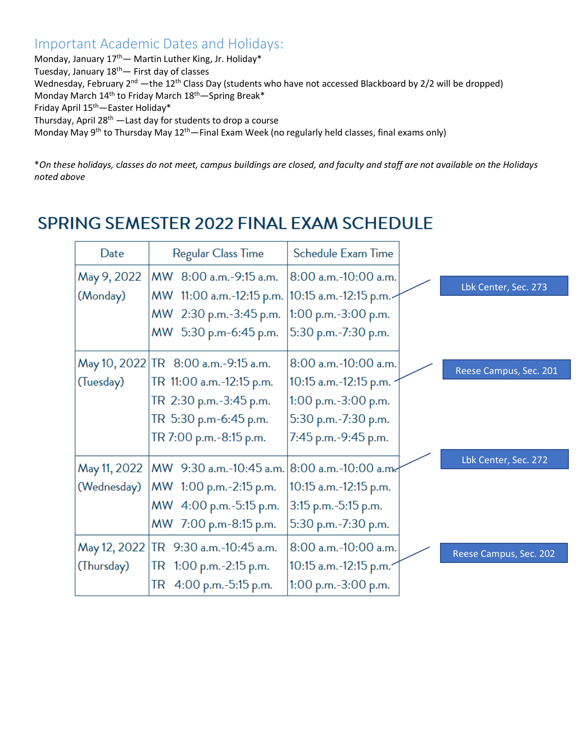## Important Academic Dates and Holidays:

Monday, January 17th— Martin Luther King, Jr. Holiday*
Tuesday, January 18th— First day of classes
Wednesday, February 2nd —the 12th Class Day (students who have not accessed Blackboard by 2/2 will be dropped)
Monday March 14th to Friday March 18th—Spring Break*
Friday April 15th—Easter Holiday*
Thursday, April 28th —Last day for students to drop a course
Monday May 9th to Thursday May 12th—Final Exam Week (no regularly held classes, final exams only)

*\*On these holidays, classes do not meet, campus buildings are closed, and faculty and staff are not available on the Holidays noted above*

# SPRING SEMESTER 2022 FINAL EXAM SCHEDULE

| Date | Regular Class Time | Schedule Exam Time |
|---|---|---|
| May 9, 2022 (Monday) | MW 8:00 a.m.-9:15 a.m. | 8:00 a.m.-10:00 a.m. |
| | MW 11:00 a.m.-12:15 p.m. | 10:15 a.m.-12:15 p.m. (Lbk Center, Sec. 273) |
| | MW 2:30 p.m.-3:45 p.m. | 1:00 p.m.-3:00 p.m. |
| | MW 5:30 p.m-6:45 p.m. | 5:30 p.m.-7:30 p.m. |
| May 10, 2022 (Tuesday) | TR 8:00 a.m.-9:15 a.m. | 8:00 a.m.-10:00 a.m. |
| | TR 11:00 a.m.-12:15 p.m. | 10:15 a.m.-12:15 p.m. (Reese Campus, Sec. 201) |
| | TR 2:30 p.m.-3:45 p.m. | 1:00 p.m.-3:00 p.m. |
| | TR 5:30 p.m-6:45 p.m. | 5:30 p.m.-7:30 p.m. |
| | TR 7:00 p.m.-8:15 p.m. | 7:45 p.m.-9:45 p.m. |
| May 11, 2022 (Wednesday) | MW 9:30 a.m.-10:45 a.m. | 8:00 a.m.-10:00 a.m. (Lbk Center, Sec. 272) |
| | MW 1:00 p.m.-2:15 p.m. | 10:15 a.m.-12:15 p.m. |
| | MW 4:00 p.m.-5:15 p.m. | 3:15 p.m.-5:15 p.m. |
| | MW 7:00 p.m-8:15 p.m. | 5:30 p.m.-7:30 p.m. |
| May 12, 2022 (Thursday) | TR 9:30 a.m.-10:45 a.m. | 8:00 a.m.-10:00 a.m. |
| | TR 1:00 p.m.-2:15 p.m. | 10:15 a.m.-12:15 p.m. (Reese Campus, Sec. 202) |
| | TR 4:00 p.m.-5:15 p.m. | 1:00 p.m.-3:00 p.m. |